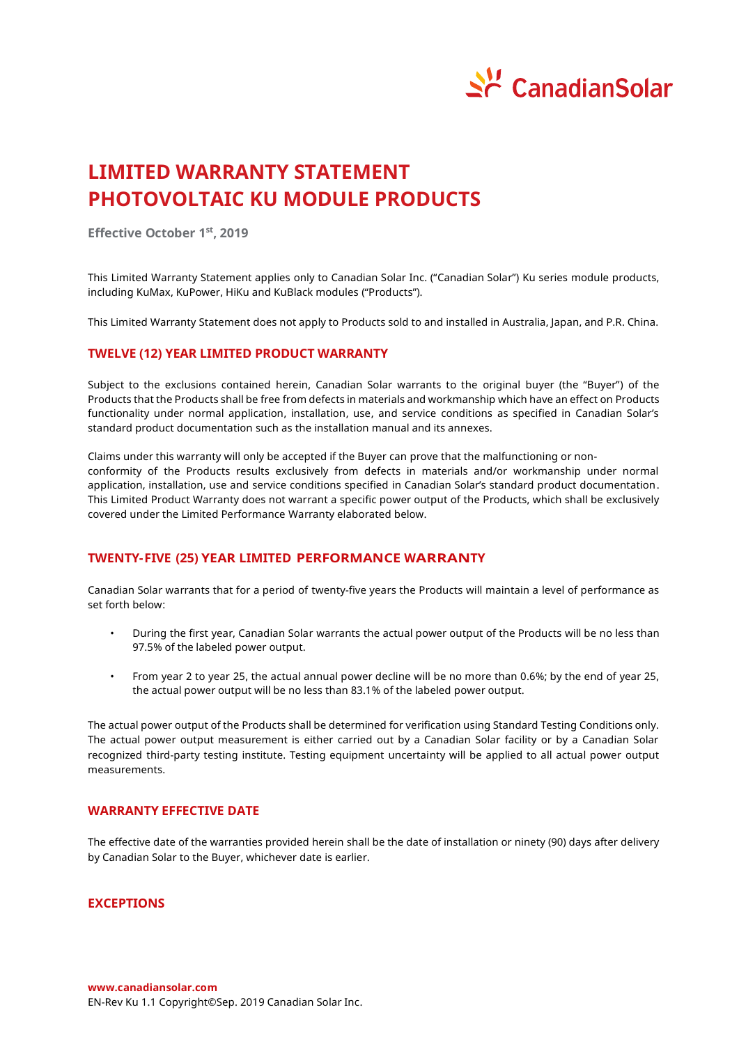# LIMITED WARRANTY STATEMENT PHOTOVOLTAIC KU MODULE PRODUCTS

**Effective October 1st, 2019**

This Limited Warranty Statement applies only to Canadian Solar Inc. ("Canadian Solar") Ku series module products, including KuMax, KuPower, HiKu and KuBlack modules ("Products").

This Limited Warranty Statement does not apply to Products sold to and installed in Australia, Japan, and P.R. China.

## TWELVE (12) YEAR LIMITED PRODUCT WARRANTY

Subject to the exclusions contained herein, Canadian Solar warrants to the original buyer (the "Buyer") of the Products that the Products shall be free from defects in materials and workmanship which have an effect on Products functionality under normal application, installation, use, and service conditions as specified in Canadian Solar's standard product documentation such as the installation manual and its annexes.

Claims under this warranty will only be accepted if the Buyer can prove that the malfunctioning or non-conformity of the Products results exclusively from defects in materials and/or workmanship under normal application, installation, use and service conditions specified in Canadian Solar's standard product documentation. This Limited Product Warranty does not warrant a specific power output of the Products, which shall be exclusively covered under the Limited Performance Warranty elaborated below.

## TWENTY-FIVE (25) YEAR LIMITED PERFORMANCE WARRANTY

Canadian Solar warrants that for a period of twenty-five years the Products will maintain a level of performance as set forth below:

- During the first year, Canadian Solar warrants the actual power output of the Products will be no less than 97.5% of the labeled power output.
- From year 2 to year 25, the actual annual power decline will be no more than 0.6%; by the end of year 25, the actual power output will be no less than 83.1% of the labeled power output.

The actual power output of the Products shall be determined for verification using Standard Testing Conditions only. The actual power output measurement is either carried out by a Canadian Solar facility or by a Canadian Solar recognized third-party testing institute. Testing equipment uncertainty will be applied to all actual power output measurements.

## WARRANTY EFFECTIVE DATE

The effective date of the warranties provided herein shall be the date of installation or ninety (90) days after delivery by Canadian Solar to the Buyer, whichever date is earlier.

## EXCEPTIONS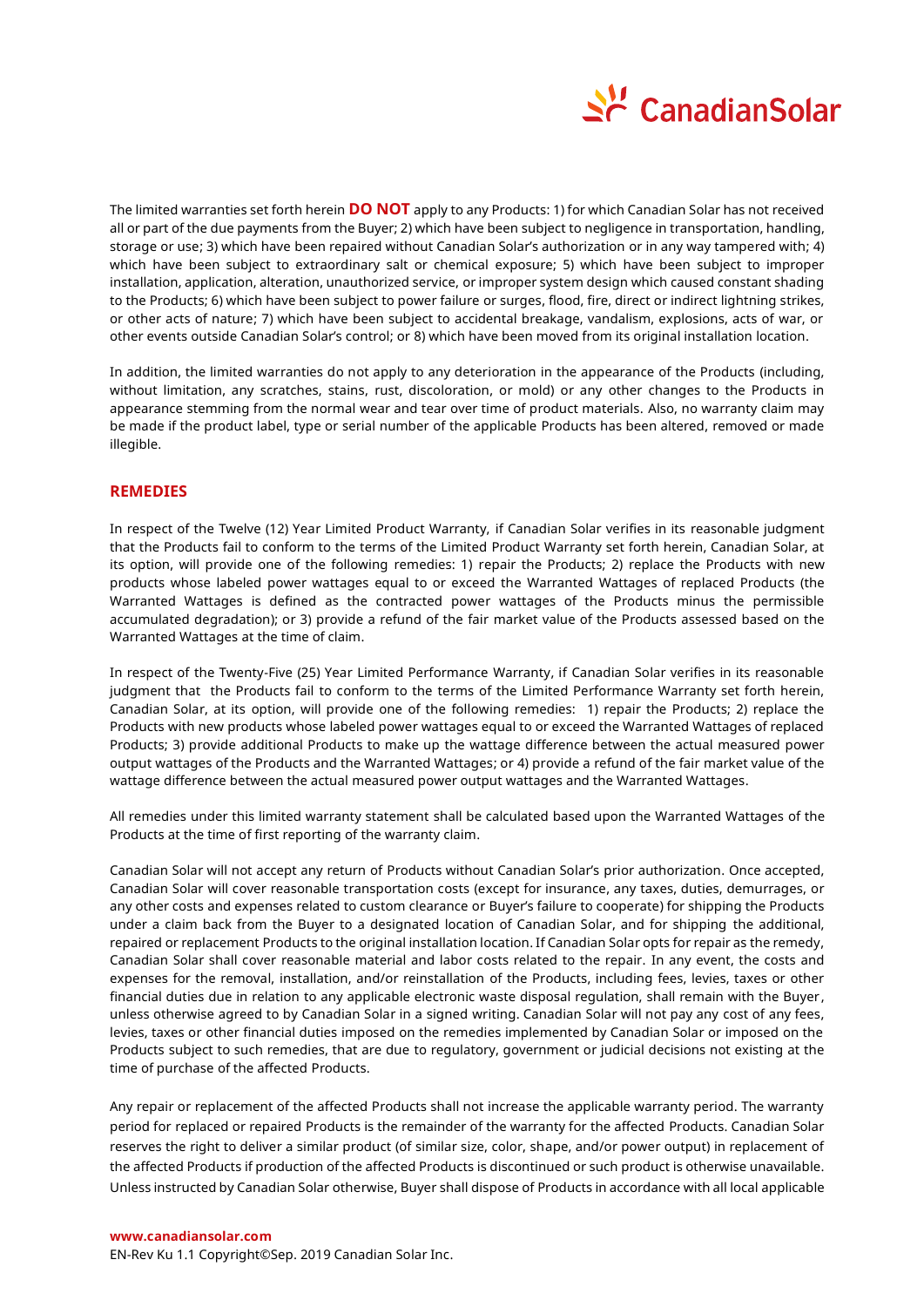The limited warranties set forth herein **DO NOT** apply to any Products: 1) for which Canadian Solar has not received all or part of the due payments from the Buyer; 2) which have been subject to negligence in transportation, handling, storage or use; 3) which have been repaired without Canadian Solar's authorization or in any way tampered with; 4) which have been subject to extraordinary salt or chemical exposure; 5) which have been subject to improper installation, application, alteration, unauthorized service, or improper system design which caused constant shading to the Products; 6) which have been subject to power failure or surges, flood, fire, direct or indirect lightning strikes, or other acts of nature; 7) which have been subject to accidental breakage, vandalism, explosions, acts of war, or other events outside Canadian Solar's control; or 8) which have been moved from its original installation location.

In addition, the limited warranties do not apply to any deterioration in the appearance of the Products (including, without limitation, any scratches, stains, rust, discoloration, or mold) or any other changes to the Products in appearance stemming from the normal wear and tear over time of product materials. Also, no warranty claim may be made if the product label, type or serial number of the applicable Products has been altered, removed or made illegible.

## REMEDIES

In respect of the Twelve (12) Year Limited Product Warranty, if Canadian Solar verifies in its reasonable judgment that the Products fail to conform to the terms of the Limited Product Warranty set forth herein, Canadian Solar, at its option, will provide one of the following remedies: 1) repair the Products; 2) replace the Products with new products whose labeled power wattages equal to or exceed the Warranted Wattages of replaced Products (the Warranted Wattages is defined as the contracted power wattages of the Products minus the permissible accumulated degradation); or 3) provide a refund of the fair market value of the Products assessed based on the Warranted Wattages at the time of claim.

In respect of the Twenty-Five (25) Year Limited Performance Warranty, if Canadian Solar verifies in its reasonable judgment that the Products fail to conform to the terms of the Limited Performance Warranty set forth herein, Canadian Solar, at its option, will provide one of the following remedies: 1) repair the Products; 2) replace the Products with new products whose labeled power wattages equal to or exceed the Warranted Wattages of replaced Products; 3) provide additional Products to make up the wattage difference between the actual measured power output wattages of the Products and the Warranted Wattages; or 4) provide a refund of the fair market value of the wattage difference between the actual measured power output wattages and the Warranted Wattages.

All remedies under this limited warranty statement shall be calculated based upon the Warranted Wattages of the Products at the time of first reporting of the warranty claim.

Canadian Solar will not accept any return of Products without Canadian Solar's prior authorization. Once accepted, Canadian Solar will cover reasonable transportation costs (except for insurance, any taxes, duties, demurrages, or any other costs and expenses related to custom clearance or Buyer's failure to cooperate) for shipping the Products under a claim back from the Buyer to a designated location of Canadian Solar, and for shipping the additional, repaired or replacement Products to the original installation location. If Canadian Solar opts for repair as the remedy, Canadian Solar shall cover reasonable material and labor costs related to the repair. In any event, the costs and expenses for the removal, installation, and/or reinstallation of the Products, including fees, levies, taxes or other financial duties due in relation to any applicable electronic waste disposal regulation, shall remain with the Buyer, unless otherwise agreed to by Canadian Solar in a signed writing. Canadian Solar will not pay any cost of any fees, levies, taxes or other financial duties imposed on the remedies implemented by Canadian Solar or imposed on the Products subject to such remedies, that are due to regulatory, government or judicial decisions not existing at the time of purchase of the affected Products.

Any repair or replacement of the affected Products shall not increase the applicable warranty period. The warranty period for replaced or repaired Products is the remainder of the warranty for the affected Products. Canadian Solar reserves the right to deliver a similar product (of similar size, color, shape, and/or power output) in replacement of the affected Products if production of the affected Products is discontinued or such product is otherwise unavailable. Unless instructed by Canadian Solar otherwise, Buyer shall dispose of Products in accordance with all local applicable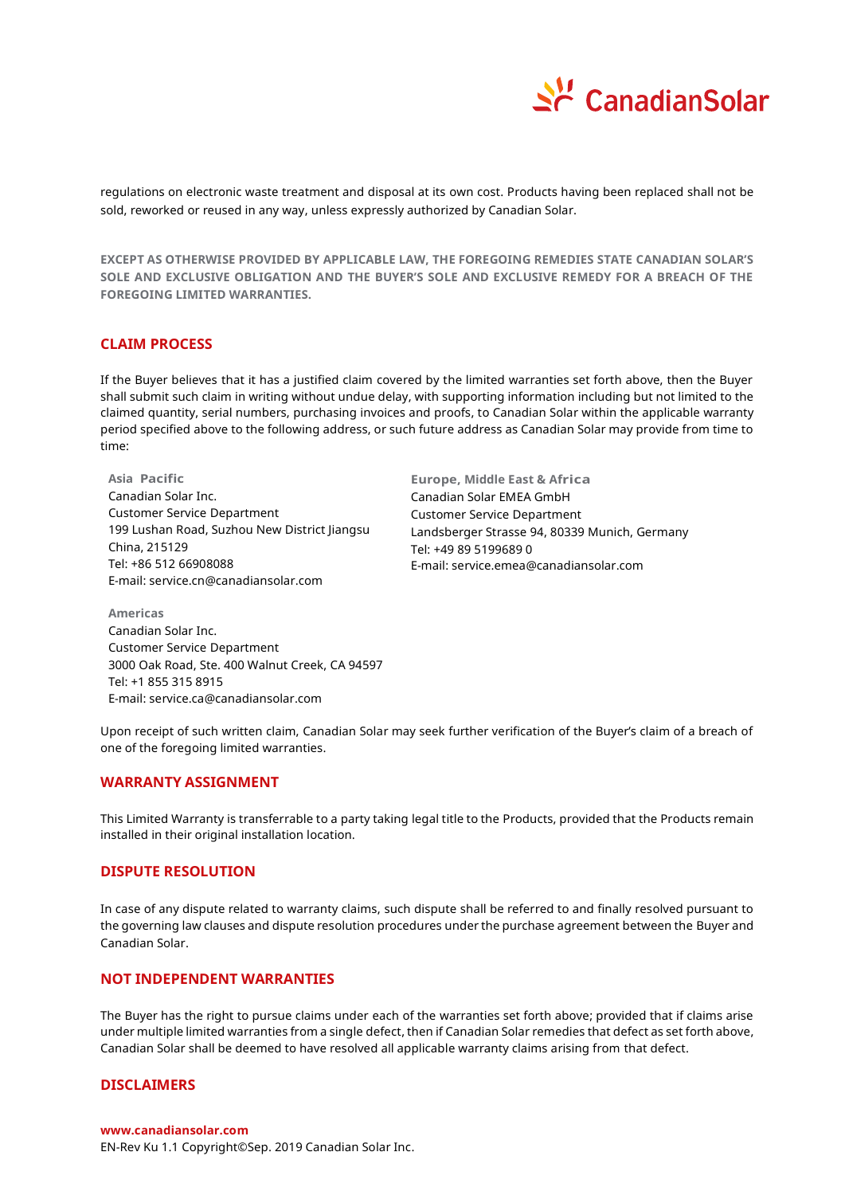regulations on electronic waste treatment and disposal at its own cost. Products having been replaced shall not be sold, reworked or reused in any way, unless expressly authorized by Canadian Solar.

**EXCEPT AS OTHERWISE PROVIDED BY APPLICABLE LAW, THE FOREGOING REMEDIES STATE CANADIAN SOLAR'S SOLE AND EXCLUSIVE OBLIGATION AND THE BUYER'S SOLE AND EXCLUSIVE REMEDY FOR A BREACH OF THE FOREGOING LIMITED WARRANTIES.**

## CLAIM PROCESS

If the Buyer believes that it has a justified claim covered by the limited warranties set forth above, then the Buyer shall submit such claim in writing without undue delay, with supporting information including but not limited to the claimed quantity, serial numbers, purchasing invoices and proofs, to Canadian Solar within the applicable warranty period specified above to the following address, or such future address as Canadian Solar may provide from time to time:

**Asia Pacific**
Canadian Solar Inc.
Customer Service Department
199 Lushan Road, Suzhou New District Jiangsu
China, 215129
Tel: +86 512 66908088
E-mail: service.cn@canadiansolar.com

**Europe, Middle East & Africa**
Canadian Solar EMEA GmbH
Customer Service Department
Landsberger Strasse 94, 80339 Munich, Germany
Tel: +49 89 5199689 0
E-mail: service.emea@canadiansolar.com

**Americas**
Canadian Solar Inc.
Customer Service Department
3000 Oak Road, Ste. 400 Walnut Creek, CA 94597
Tel: +1 855 315 8915
E-mail: service.ca@canadiansolar.com

Upon receipt of such written claim, Canadian Solar may seek further verification of the Buyer's claim of a breach of one of the foregoing limited warranties.

## WARRANTY ASSIGNMENT

This Limited Warranty is transferrable to a party taking legal title to the Products, provided that the Products remain installed in their original installation location.

## DISPUTE RESOLUTION

In case of any dispute related to warranty claims, such dispute shall be referred to and finally resolved pursuant to the governing law clauses and dispute resolution procedures under the purchase agreement between the Buyer and Canadian Solar.

## NOT INDEPENDENT WARRANTIES

The Buyer has the right to pursue claims under each of the warranties set forth above; provided that if claims arise under multiple limited warranties from a single defect, then if Canadian Solar remedies that defect as set forth above, Canadian Solar shall be deemed to have resolved all applicable warranty claims arising from that defect.

## DISCLAIMERS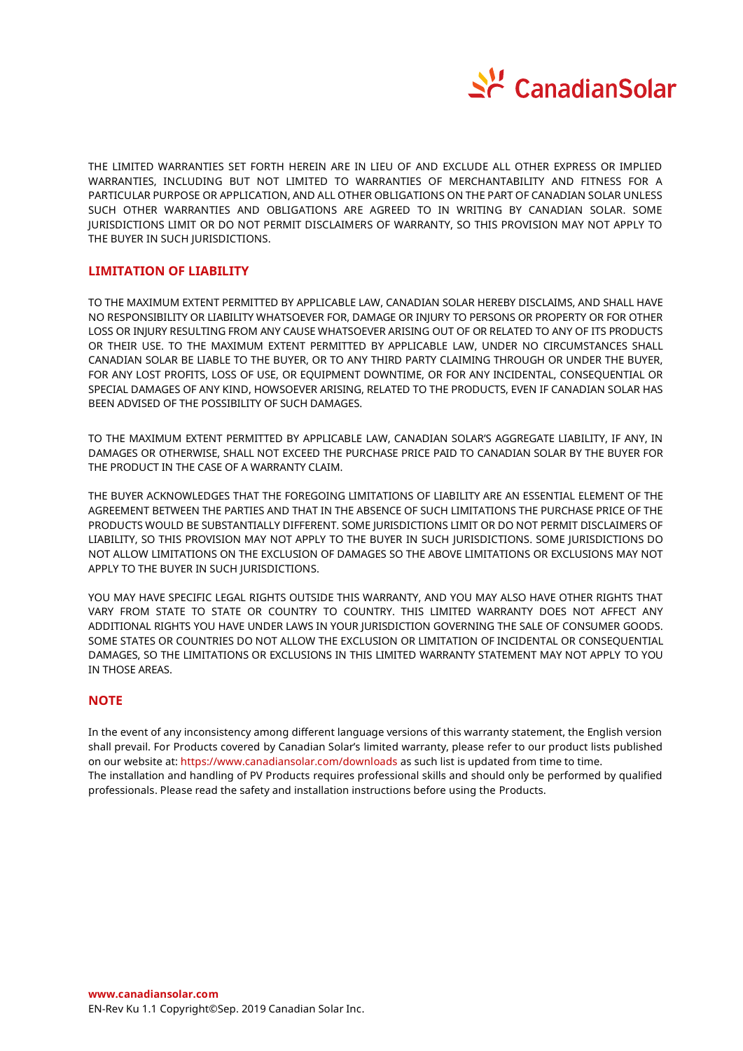THE LIMITED WARRANTIES SET FORTH HEREIN ARE IN LIEU OF AND EXCLUDE ALL OTHER EXPRESS OR IMPLIED WARRANTIES, INCLUDING BUT NOT LIMITED TO WARRANTIES OF MERCHANTABILITY AND FITNESS FOR A PARTICULAR PURPOSE OR APPLICATION, AND ALL OTHER OBLIGATIONS ON THE PART OF CANADIAN SOLAR UNLESS SUCH OTHER WARRANTIES AND OBLIGATIONS ARE AGREED TO IN WRITING BY CANADIAN SOLAR. SOME JURISDICTIONS LIMIT OR DO NOT PERMIT DISCLAIMERS OF WARRANTY, SO THIS PROVISION MAY NOT APPLY TO THE BUYER IN SUCH JURISDICTIONS.

## LIMITATION OF LIABILITY

TO THE MAXIMUM EXTENT PERMITTED BY APPLICABLE LAW, CANADIAN SOLAR HEREBY DISCLAIMS, AND SHALL HAVE NO RESPONSIBILITY OR LIABILITY WHATSOEVER FOR, DAMAGE OR INJURY TO PERSONS OR PROPERTY OR FOR OTHER LOSS OR INJURY RESULTING FROM ANY CAUSE WHATSOEVER ARISING OUT OF OR RELATED TO ANY OF ITS PRODUCTS OR THEIR USE. TO THE MAXIMUM EXTENT PERMITTED BY APPLICABLE LAW, UNDER NO CIRCUMSTANCES SHALL CANADIAN SOLAR BE LIABLE TO THE BUYER, OR TO ANY THIRD PARTY CLAIMING THROUGH OR UNDER THE BUYER, FOR ANY LOST PROFITS, LOSS OF USE, OR EQUIPMENT DOWNTIME, OR FOR ANY INCIDENTAL, CONSEQUENTIAL OR SPECIAL DAMAGES OF ANY KIND, HOWSOEVER ARISING, RELATED TO THE PRODUCTS, EVEN IF CANADIAN SOLAR HAS BEEN ADVISED OF THE POSSIBILITY OF SUCH DAMAGES.

TO THE MAXIMUM EXTENT PERMITTED BY APPLICABLE LAW, CANADIAN SOLAR'S AGGREGATE LIABILITY, IF ANY, IN DAMAGES OR OTHERWISE, SHALL NOT EXCEED THE PURCHASE PRICE PAID TO CANADIAN SOLAR BY THE BUYER FOR THE PRODUCT IN THE CASE OF A WARRANTY CLAIM.

THE BUYER ACKNOWLEDGES THAT THE FOREGOING LIMITATIONS OF LIABILITY ARE AN ESSENTIAL ELEMENT OF THE AGREEMENT BETWEEN THE PARTIES AND THAT IN THE ABSENCE OF SUCH LIMITATIONS THE PURCHASE PRICE OF THE PRODUCTS WOULD BE SUBSTANTIALLY DIFFERENT. SOME JURISDICTIONS LIMIT OR DO NOT PERMIT DISCLAIMERS OF LIABILITY, SO THIS PROVISION MAY NOT APPLY TO THE BUYER IN SUCH JURISDICTIONS. SOME JURISDICTIONS DO NOT ALLOW LIMITATIONS ON THE EXCLUSION OF DAMAGES SO THE ABOVE LIMITATIONS OR EXCLUSIONS MAY NOT APPLY TO THE BUYER IN SUCH JURISDICTIONS.

YOU MAY HAVE SPECIFIC LEGAL RIGHTS OUTSIDE THIS WARRANTY, AND YOU MAY ALSO HAVE OTHER RIGHTS THAT VARY FROM STATE TO STATE OR COUNTRY TO COUNTRY. THIS LIMITED WARRANTY DOES NOT AFFECT ANY ADDITIONAL RIGHTS YOU HAVE UNDER LAWS IN YOUR JURISDICTION GOVERNING THE SALE OF CONSUMER GOODS. SOME STATES OR COUNTRIES DO NOT ALLOW THE EXCLUSION OR LIMITATION OF INCIDENTAL OR CONSEQUENTIAL DAMAGES, SO THE LIMITATIONS OR EXCLUSIONS IN THIS LIMITED WARRANTY STATEMENT MAY NOT APPLY TO YOU IN THOSE AREAS.

## NOTE

In the event of any inconsistency among different language versions of this warranty statement, the English version shall prevail. For Products covered by Canadian Solar's limited warranty, please refer to our product lists published on our website at: https://www.canadiansolar.com/downloads as such list is updated from time to time.
The installation and handling of PV Products requires professional skills and should only be performed by qualified professionals. Please read the safety and installation instructions before using the Products.